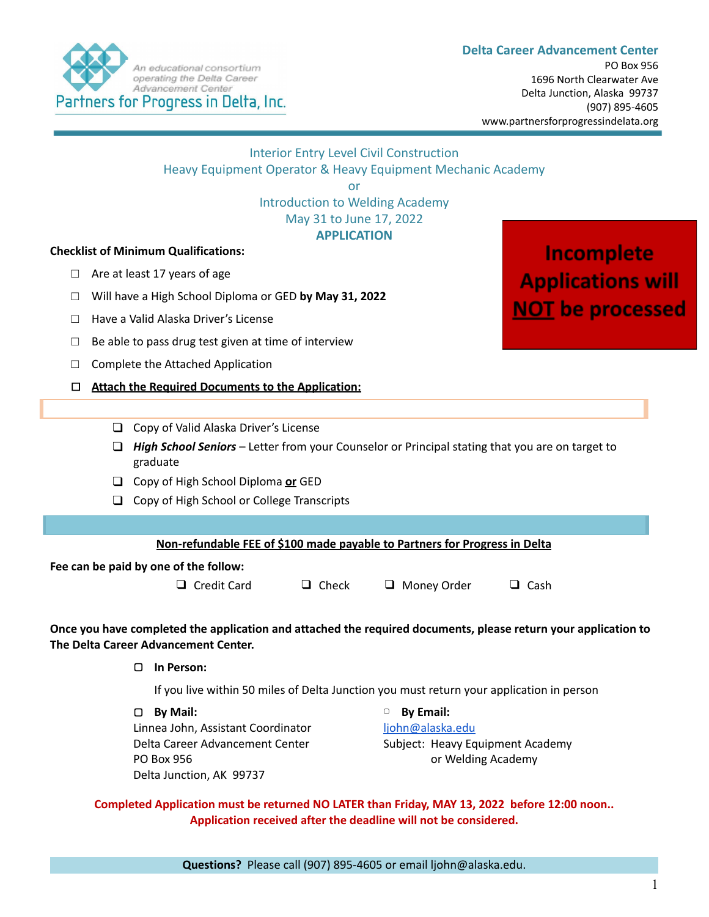Partners for Progress in Delta, Inc.
An educational consortium operating the Delta Career Advancement Center

**Delta Career Advancement Center**
PO Box 956
1696 North Clearwater Ave
Delta Junction, Alaska 99737
(907) 895-4605
www.partnersforprogressindelata.org

## Interior Entry Level Civil Construction
## Heavy Equipment Operator & Heavy Equipment Mechanic Academy
## or
## Introduction to Welding Academy
## May 31 to June 17, 2022
## APPLICATION

**Incomplete Applications will NOT be processed**

**Checklist of Minimum Qualifications:**

- ☐ Are at least 17 years of age
- ☐ Will have a High School Diploma or GED **by May 31, 2022**
- ☐ Have a Valid Alaska Driver's License
- ☐ Be able to pass drug test given at time of interview
- ☐ Complete the Attached Application
- ☐ **Attach the Required Documents to the Application:**
  - ☐ Copy of Valid Alaska Driver's License
  - ☐ ***High School Seniors*** – Letter from your Counselor or Principal stating that you are on target to graduate
  - ☐ Copy of High School Diploma **or** GED
  - ☐ Copy of High School or College Transcripts

**Non-refundable FEE of $100 made payable to Partners for Progress in Delta**

**Fee can be paid by one of the follow:**

☐ Credit Card ☐ Check ☐ Money Order ☐ Cash

**Once you have completed the application and attached the required documents, please return your application to The Delta Career Advancement Center.**

- ☐ **In Person:**

  If you live within 50 miles of Delta Junction you must return your application in person

- ☐ **By Mail:**
  Linnea John, Assistant Coordinator
  Delta Career Advancement Center
  PO Box 956
  Delta Junction, AK 99737

- ☐ **By Email:**
  ljohn@alaska.edu
  Subject: Heavy Equipment Academy or Welding Academy

**Completed Application must be returned NO LATER than Friday, MAY 13, 2022 before 12:00 noon..**
**Application received after the deadline will not be considered.**

**Questions?** Please call (907) 895-4605 or email ljohn@alaska.edu.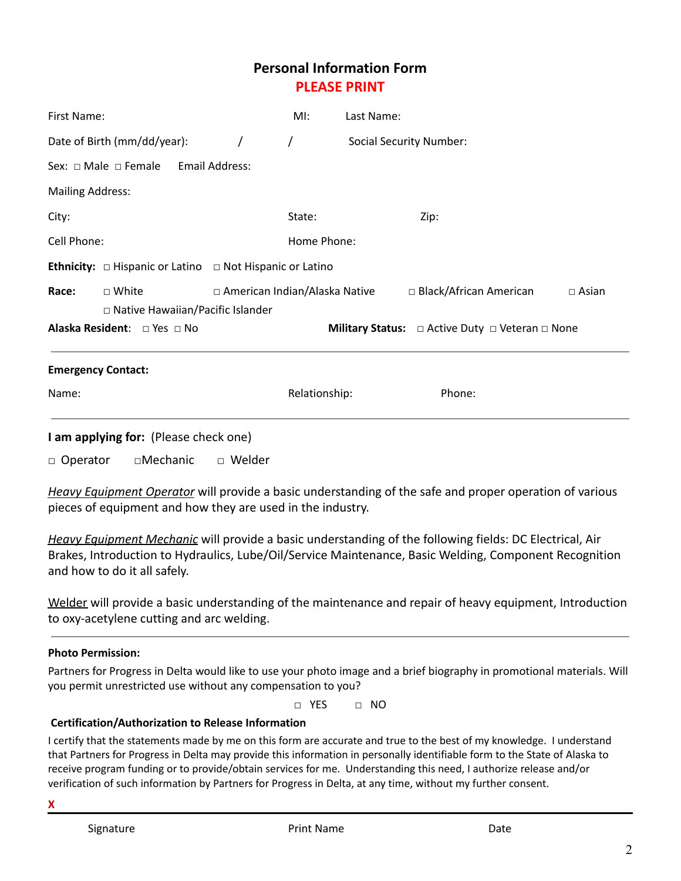# Personal Information Form

**PLEASE PRINT**

First Name: MI: Last Name:

Date of Birth (mm/dd/year): / / Social Security Number:

Sex: □ Male □ Female Email Address:

Mailing Address:

City: State: Zip:

Cell Phone: Home Phone:

**Ethnicity:** □ Hispanic or Latino □ Not Hispanic or Latino

**Race:** □ White □ American Indian/Alaska Native □ Black/African American □ Asian □ Native Hawaiian/Pacific Islander

**Alaska Resident**: □ Yes □ No **Military Status:** □ Active Duty □ Veteran □ None

---

**Emergency Contact:**

Name: Relationship: Phone:

---

**I am applying for:** (Please check one)

□ Operator □Mechanic □ Welder

*Heavy Equipment Operator* will provide a basic understanding of the safe and proper operation of various pieces of equipment and how they are used in the industry.

*Heavy Equipment Mechanic* will provide a basic understanding of the following fields: DC Electrical, Air Brakes, Introduction to Hydraulics, Lube/Oil/Service Maintenance, Basic Welding, Component Recognition and how to do it all safely.

Welder will provide a basic understanding of the maintenance and repair of heavy equipment, Introduction to oxy-acetylene cutting and arc welding.

---

**Photo Permission:**

Partners for Progress in Delta would like to use your photo image and a brief biography in promotional materials. Will you permit unrestricted use without any compensation to you?

□ YES □ NO

**Certification/Authorization to Release Information**

I certify that the statements made by me on this form are accurate and true to the best of my knowledge. I understand that Partners for Progress in Delta may provide this information in personally identifiable form to the State of Alaska to receive program funding or to provide/obtain services for me. Understanding this need, I authorize release and/or verification of such information by Partners for Progress in Delta, at any time, without my further consent.

X

Signature Print Name Date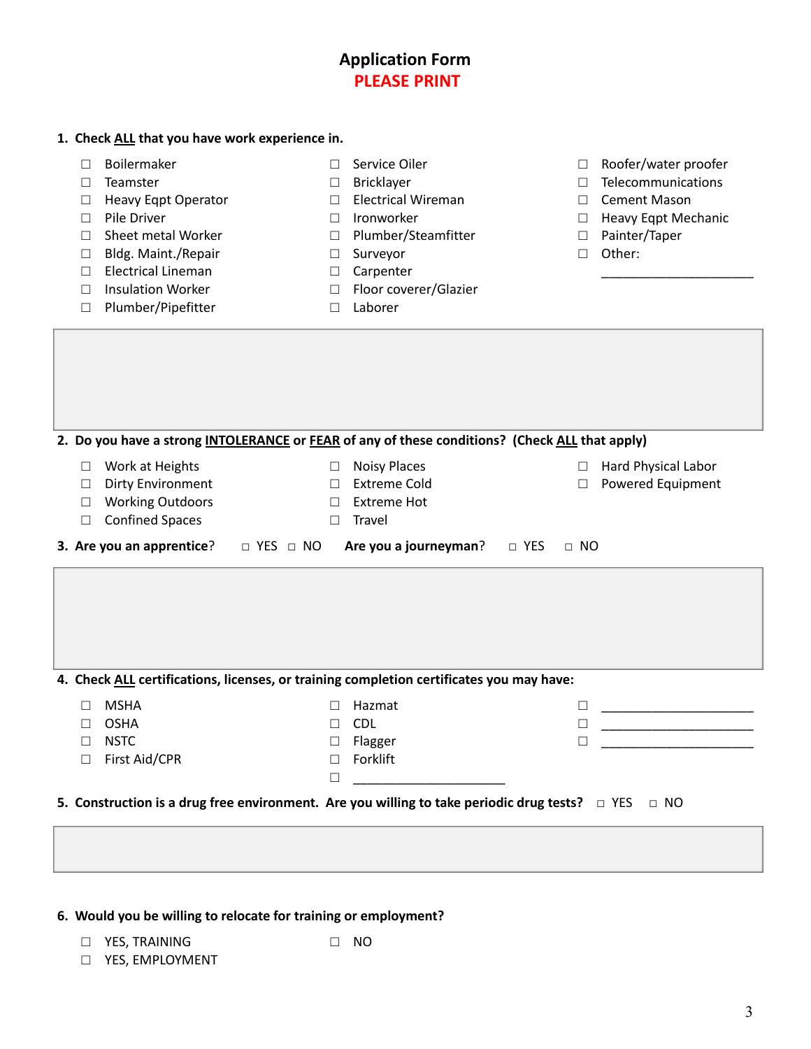# Application Form

**PLEASE PRINT**

**1. Check ALL that you have work experience in.**

- ☐ Boilermaker
- ☐ Teamster
- ☐ Heavy Eqpt Operator
- ☐ Pile Driver
- ☐ Sheet metal Worker
- ☐ Bldg. Maint./Repair
- ☐ Electrical Lineman
- ☐ Insulation Worker
- ☐ Plumber/Pipefitter
- ☐ Service Oiler
- ☐ Bricklayer
- ☐ Electrical Wireman
- ☐ Ironworker
- ☐ Plumber/Steamfitter
- ☐ Surveyor
- ☐ Carpenter
- ☐ Floor coverer/Glazier
- ☐ Laborer
- ☐ Roofer/water proofer
- ☐ Telecommunications
- ☐ Cement Mason
- ☐ Heavy Eqpt Mechanic
- ☐ Painter/Taper
- ☐ Other: ______________________

**2. Do you have a strong INTOLERANCE or FEAR of any of these conditions? (Check ALL that apply)**

- ☐ Work at Heights
- ☐ Dirty Environment
- ☐ Working Outdoors
- ☐ Confined Spaces
- ☐ Noisy Places
- ☐ Extreme Cold
- ☐ Extreme Hot
- ☐ Travel
- ☐ Hard Physical Labor
- ☐ Powered Equipment

**3. Are you an apprentice?** ☐ YES ☐ NO **Are you a journeyman?** ☐ YES ☐ NO

**4. Check ALL certifications, licenses, or training completion certificates you may have:**

- ☐ MSHA
- ☐ OSHA
- ☐ NSTC
- ☐ First Aid/CPR
- ☐ Hazmat
- ☐ CDL
- ☐ Flagger
- ☐ Forklift
- ☐ ______________________
- ☐ ______________________
- ☐ ______________________
- ☐ ______________________

**5. Construction is a drug free environment. Are you willing to take periodic drug tests?** ☐ YES ☐ NO

**6. Would you be willing to relocate for training or employment?**

- ☐ YES, TRAINING
- ☐ YES, EMPLOYMENT
- ☐ NO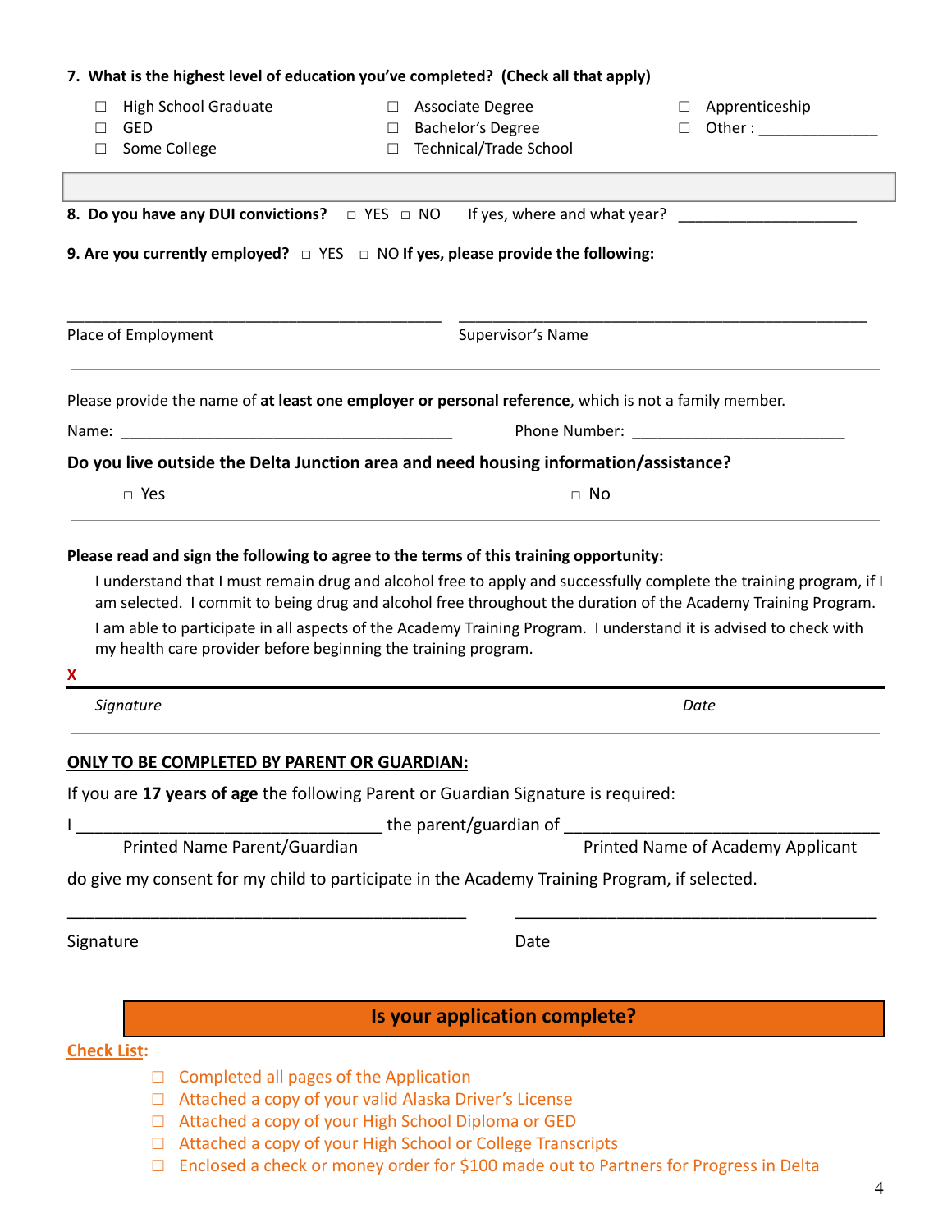**7. What is the highest level of education you've completed? (Check all that apply)**

- ☐ High School Graduate
- ☐ GED
- ☐ Some College
- ☐ Associate Degree
- ☐ Bachelor's Degree
- ☐ Technical/Trade School
- ☐ Apprenticeship
- ☐ Other : ______________

**8. Do you have any DUI convictions?** ☐ YES ☐ NO If yes, where and what year? _____________________

**9. Are you currently employed?** ☐ YES ☐ NO **If yes, please provide the following:**

______________________________________________ ______________________________________________

Place of Employment Supervisor's Name

Please provide the name of **at least one employer or personal reference**, which is not a family member.

Name: _________________________________________ Phone Number: __________________________

**Do you live outside the Delta Junction area and need housing information/assistance?**

☐ Yes ☐ No

**Please read and sign the following to agree to the terms of this training opportunity:**

I understand that I must remain drug and alcohol free to apply and successfully complete the training program, if I am selected. I commit to being drug and alcohol free throughout the duration of the Academy Training Program.

I am able to participate in all aspects of the Academy Training Program. I understand it is advised to check with my health care provider before beginning the training program.

X

*Signature* *Date*

**ONLY TO BE COMPLETED BY PARENT OR GUARDIAN:**

If you are **17 years of age** the following Parent or Guardian Signature is required:

I __________________________________ the parent/guardian of ___________________________________

Printed Name Parent/Guardian Printed Name of Academy Applicant

do give my consent for my child to participate in the Academy Training Program, if selected.

______________________________________________ ________________________________________

Signature Date

## Is your application complete?

**Check List:**

- ☐ Completed all pages of the Application
- ☐ Attached a copy of your valid Alaska Driver's License
- ☐ Attached a copy of your High School Diploma or GED
- ☐ Attached a copy of your High School or College Transcripts
- ☐ Enclosed a check or money order for $100 made out to Partners for Progress in Delta